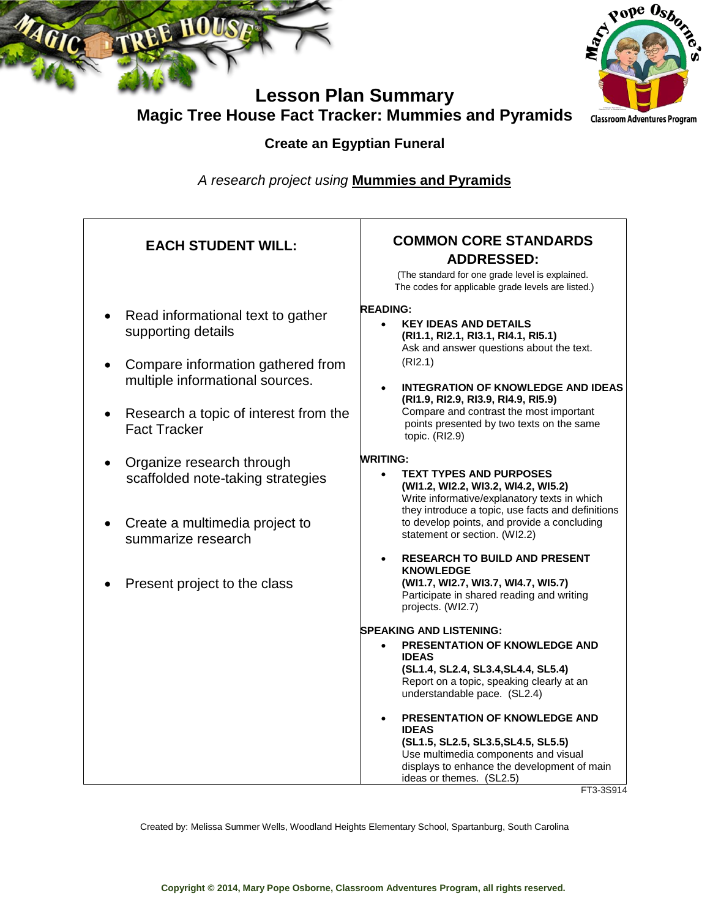# Lesson Plan Summary

## Magic Tree House Fact Tracker: Mummies and Pyramids

### Create an Egyptian Funeral

*A research project using* **Mummies and Pyramids**

| EACH STUDENT WILL: | COMMON CORE STANDARDS ADDRESSED: (The standard for one grade level is explained. The codes for applicable grade levels are listed.) |
|---|---|
| • Read informational text to gather supporting details<br>• Compare information gathered from multiple informational sources.<br>• Research a topic of interest from the Fact Tracker<br>• Organize research through scaffolded note-taking strategies<br>• Create a multimedia project to summarize research<br>• Present project to the class | **READING:**<br>• **KEY IDEAS AND DETAILS (RI1.1, RI2.1, RI3.1, RI4.1, RI5.1)** Ask and answer questions about the text. (RI2.1)<br>• **INTEGRATION OF KNOWLEDGE AND IDEAS (RI1.9, RI2.9, RI3.9, RI4.9, RI5.9)** Compare and contrast the most important points presented by two texts on the same topic. (RI2.9)<br>**WRITING:**<br>• **TEXT TYPES AND PURPOSES (WI1.2, WI2.2, WI3.2, WI4.2, WI5.2)** Write informative/explanatory texts in which they introduce a topic, use facts and definitions to develop points, and provide a concluding statement or section. (WI2.2)<br>• **RESEARCH TO BUILD AND PRESENT KNOWLEDGE (WI1.7, WI2.7, WI3.7, WI4.7, WI5.7)** Participate in shared reading and writing projects. (WI2.7)<br>**SPEAKING AND LISTENING:**<br>• **PRESENTATION OF KNOWLEDGE AND IDEAS (SL1.4, SL2.4, SL3.4,SL4.4, SL5.4)** Report on a topic, speaking clearly at an understandable pace. (SL2.4)<br>• **PRESENTATION OF KNOWLEDGE AND IDEAS (SL1.5, SL2.5, SL3.5,SL4.5, SL5.5)** Use multimedia components and visual displays to enhance the development of main ideas or themes. (SL2.5) |

FT3-3S914

Created by: Melissa Summer Wells, Woodland Heights Elementary School, Spartanburg, South Carolina

**Copyright © 2014, Mary Pope Osborne, Classroom Adventures Program, all rights reserved.**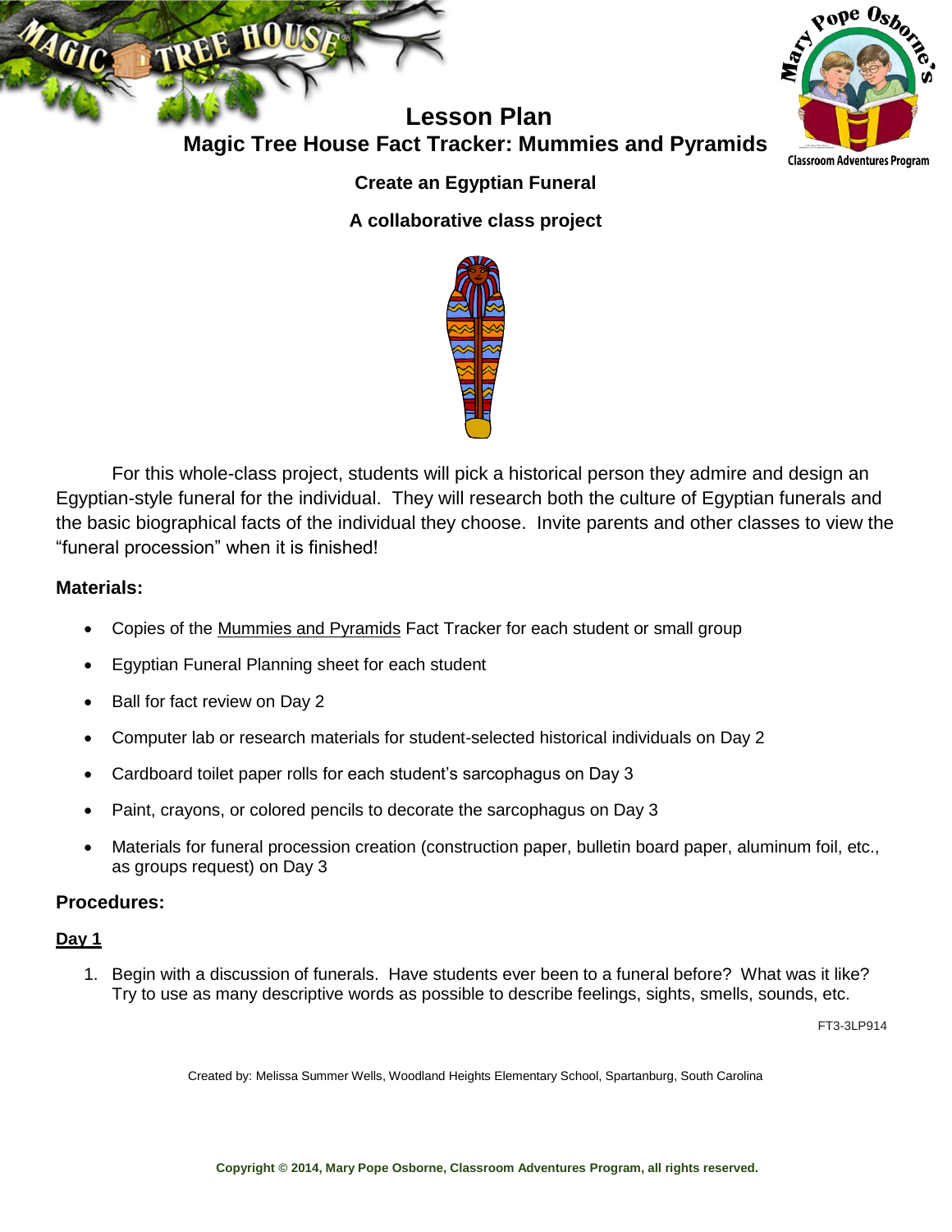# Lesson Plan

## Magic Tree House Fact Tracker: Mummies and Pyramids

### Create an Egyptian Funeral

### A collaborative class project

For this whole-class project, students will pick a historical person they admire and design an Egyptian-style funeral for the individual. They will research both the culture of Egyptian funerals and the basic biographical facts of the individual they choose. Invite parents and other classes to view the "funeral procession" when it is finished!

### Materials:

- Copies of the Mummies and Pyramids Fact Tracker for each student or small group
- Egyptian Funeral Planning sheet for each student
- Ball for fact review on Day 2
- Computer lab or research materials for student-selected historical individuals on Day 2
- Cardboard toilet paper rolls for each student's sarcophagus on Day 3
- Paint, crayons, or colored pencils to decorate the sarcophagus on Day 3
- Materials for funeral procession creation (construction paper, bulletin board paper, aluminum foil, etc., as groups request) on Day 3

### Procedures:

**Day 1**

1. Begin with a discussion of funerals. Have students ever been to a funeral before? What was it like? Try to use as many descriptive words as possible to describe feelings, sights, smells, sounds, etc.

FT3-3LP914

Created by: Melissa Summer Wells, Woodland Heights Elementary School, Spartanburg, South Carolina

Copyright © 2014, Mary Pope Osborne, Classroom Adventures Program, all rights reserved.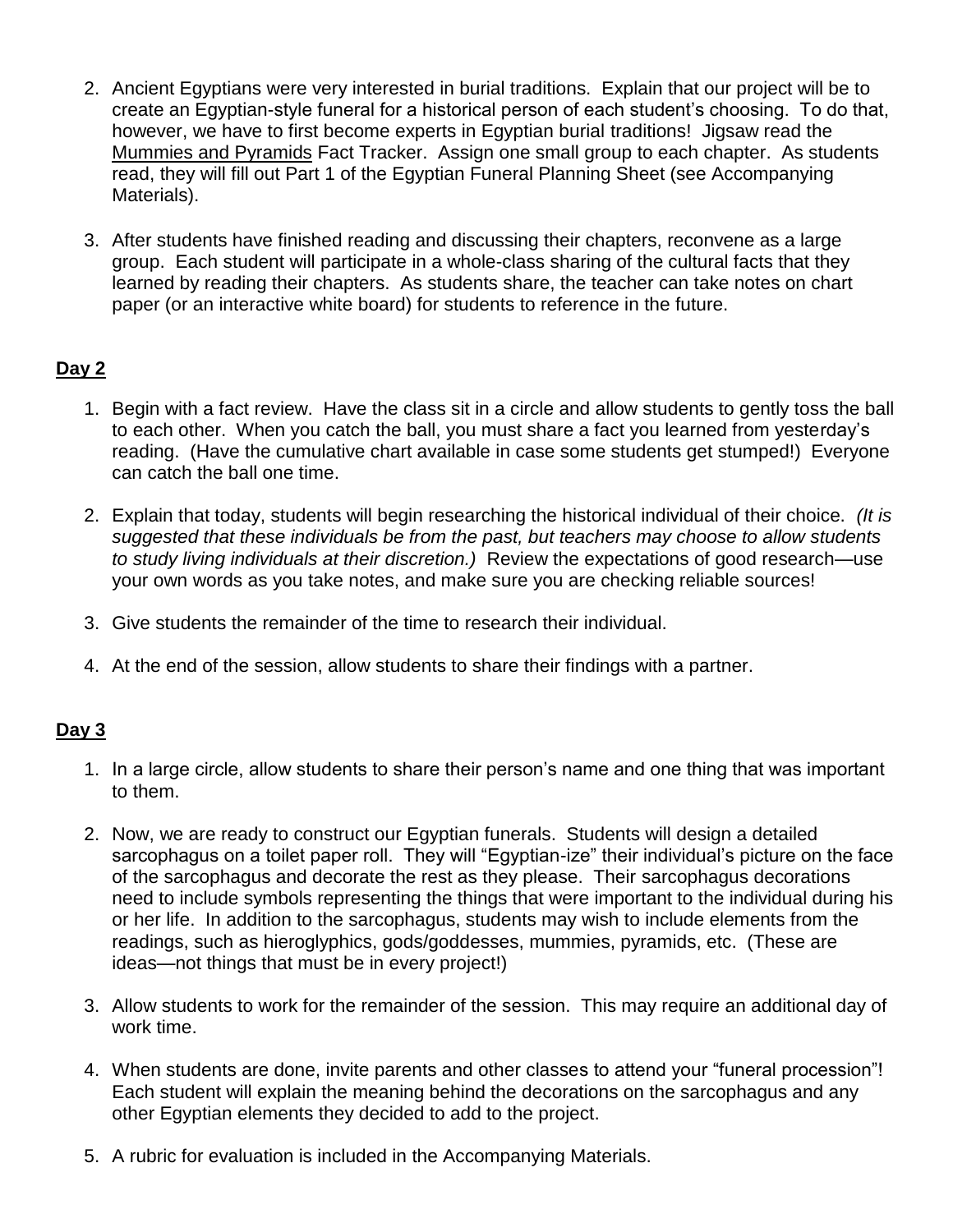2. Ancient Egyptians were very interested in burial traditions. Explain that our project will be to create an Egyptian-style funeral for a historical person of each student's choosing. To do that, however, we have to first become experts in Egyptian burial traditions! Jigsaw read the Mummies and Pyramids Fact Tracker. Assign one small group to each chapter. As students read, they will fill out Part 1 of the Egyptian Funeral Planning Sheet (see Accompanying Materials).

3. After students have finished reading and discussing their chapters, reconvene as a large group. Each student will participate in a whole-class sharing of the cultural facts that they learned by reading their chapters. As students share, the teacher can take notes on chart paper (or an interactive white board) for students to reference in the future.

## Day 2

1. Begin with a fact review. Have the class sit in a circle and allow students to gently toss the ball to each other. When you catch the ball, you must share a fact you learned from yesterday's reading. (Have the cumulative chart available in case some students get stumped!) Everyone can catch the ball one time.

2. Explain that today, students will begin researching the historical individual of their choice. *(It is suggested that these individuals be from the past, but teachers may choose to allow students to study living individuals at their discretion.)* Review the expectations of good research—use your own words as you take notes, and make sure you are checking reliable sources!

3. Give students the remainder of the time to research their individual.

4. At the end of the session, allow students to share their findings with a partner.

## Day 3

1. In a large circle, allow students to share their person's name and one thing that was important to them.

2. Now, we are ready to construct our Egyptian funerals. Students will design a detailed sarcophagus on a toilet paper roll. They will "Egyptian-ize" their individual's picture on the face of the sarcophagus and decorate the rest as they please. Their sarcophagus decorations need to include symbols representing the things that were important to the individual during his or her life. In addition to the sarcophagus, students may wish to include elements from the readings, such as hieroglyphics, gods/goddesses, mummies, pyramids, etc. (These are ideas—not things that must be in every project!)

3. Allow students to work for the remainder of the session. This may require an additional day of work time.

4. When students are done, invite parents and other classes to attend your "funeral procession"! Each student will explain the meaning behind the decorations on the sarcophagus and any other Egyptian elements they decided to add to the project.

5. A rubric for evaluation is included in the Accompanying Materials.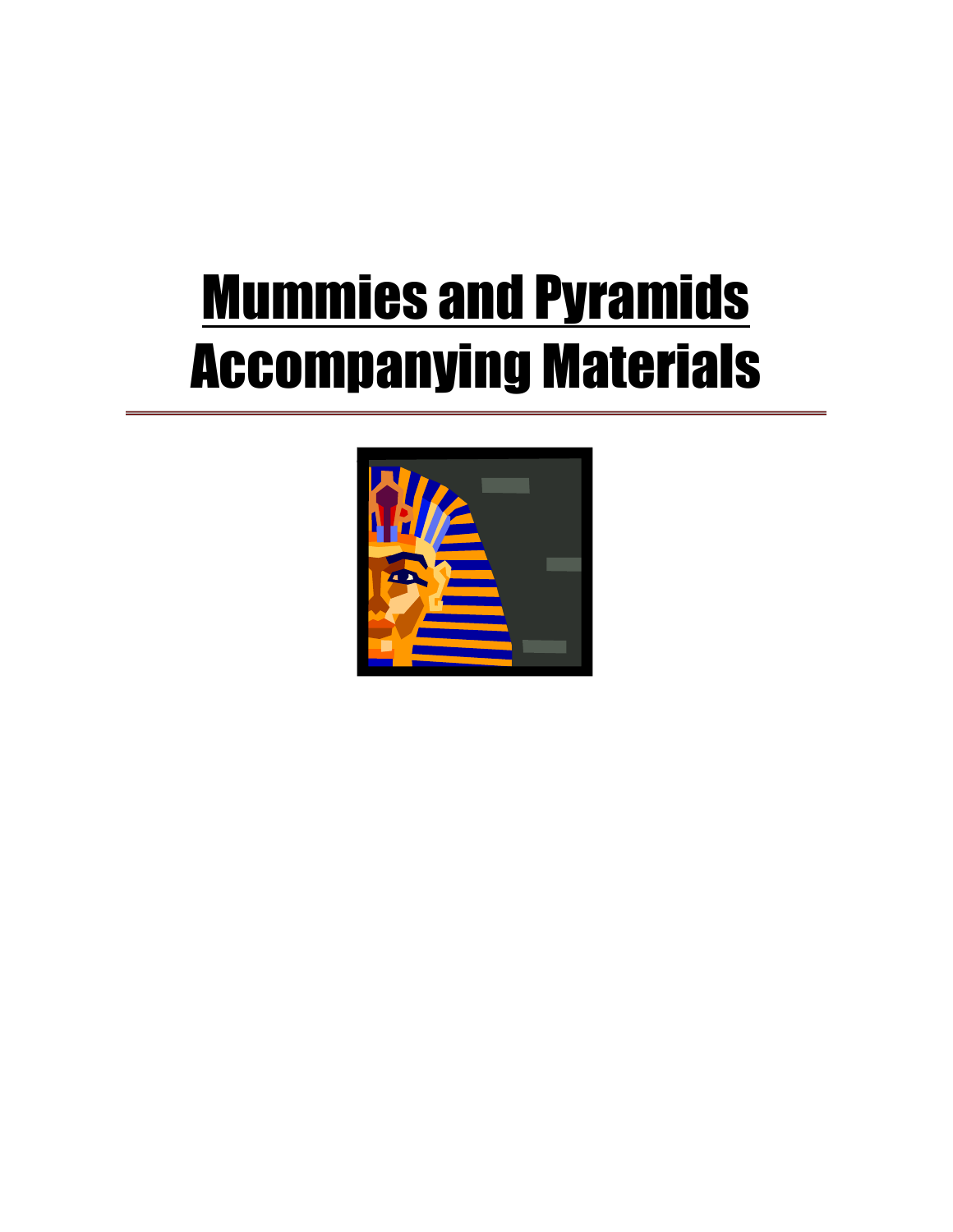# Mummies and Pyramids Accompanying Materials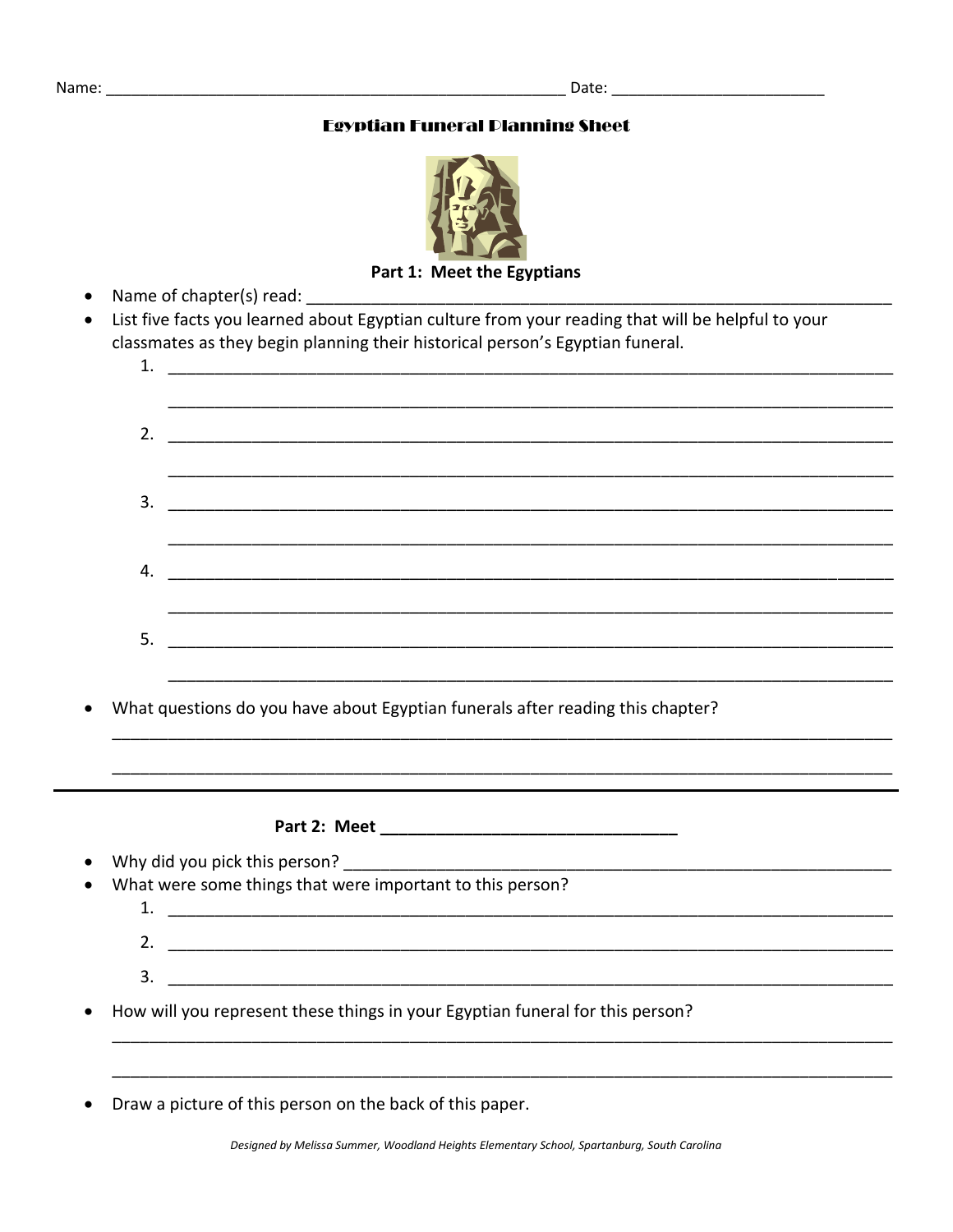Name: ______________________________________________________ Date: ________________________

## Egyptian Funeral Planning Sheet

**Part 1: Meet the Egyptians**

- Name of chapter(s) read: ______________________________________________________________
- List five facts you learned about Egyptian culture from your reading that will be helpful to your classmates as they begin planning their historical person's Egyptian funeral.
    1. ______________________________________________________________________________

       ______________________________________________________________________________
    2. ______________________________________________________________________________

       ______________________________________________________________________________
    3. ______________________________________________________________________________

       ______________________________________________________________________________
    4. ______________________________________________________________________________

       ______________________________________________________________________________
    5. ______________________________________________________________________________

       ______________________________________________________________________________
- What questions do you have about Egyptian funerals after reading this chapter?

  ______________________________________________________________________________________

  ______________________________________________________________________________________

---

**Part 2: Meet ________________________________**

- Why did you pick this person? _____________________________________________________________
- What were some things that were important to this person?
    1. ______________________________________________________________________________
    2. ______________________________________________________________________________
    3. ______________________________________________________________________________
- How will you represent these things in your Egyptian funeral for this person?

  ______________________________________________________________________________________

  ______________________________________________________________________________________
- Draw a picture of this person on the back of this paper.

*Designed by Melissa Summer, Woodland Heights Elementary School, Spartanburg, South Carolina*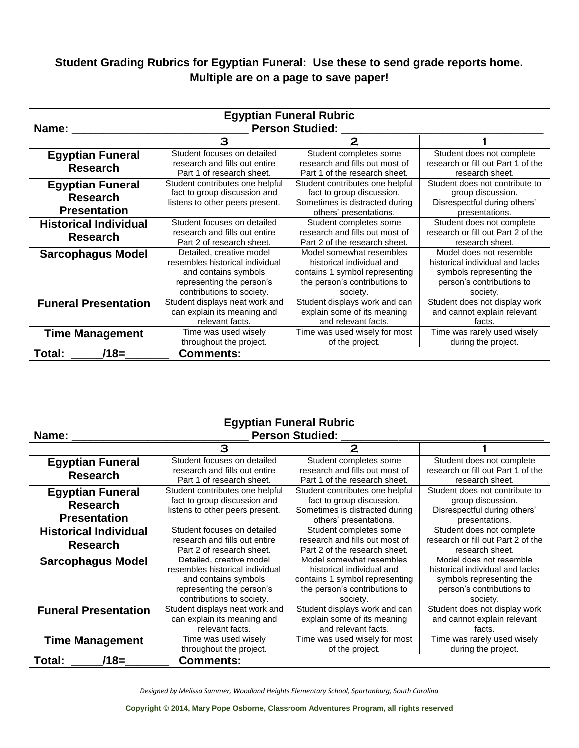**Student Grading Rubrics for Egyptian Funeral: Use these to send grade reports home. Multiple are on a page to save paper!**

| Egyptian Funeral Rubric<br>Name: ____________________________ Person Studied: ________________________________ | | | |
|---|---|---|---|
| | 3 | 2 | 1 |
| **Egyptian Funeral Research** | Student focuses on detailed research and fills out entire Part 1 of research sheet. | Student completes some research and fills out most of Part 1 of the research sheet. | Student does not complete research or fill out Part 1 of the research sheet. |
| **Egyptian Funeral Research Presentation** | Student contributes one helpful fact to group discussion and listens to other peers present. | Student contributes one helpful fact to group discussion. Sometimes is distracted during others' presentations. | Student does not contribute to group discussion. Disrespectful during others' presentations. |
| **Historical Individual Research** | Student focuses on detailed research and fills out entire Part 2 of research sheet. | Student completes some research and fills out most of Part 2 of the research sheet. | Student does not complete research or fill out Part 2 of the research sheet. |
| **Sarcophagus Model** | Detailed, creative model resembles historical individual and contains symbols representing the person's contributions to society. | Model somewhat resembles historical individual and contains 1 symbol representing the person's contributions to society. | Model does not resemble historical individual and lacks symbols representing the person's contributions to society. |
| **Funeral Presentation** | Student displays neat work and can explain its meaning and relevant facts. | Student displays work and can explain some of its meaning and relevant facts. | Student does not display work and cannot explain relevant facts. |
| **Time Management** | Time was used wisely throughout the project. | Time was used wisely for most of the project. | Time was rarely used wisely during the project. |
| **Total: _____/18=_______ Comments:** | | | |

| Egyptian Funeral Rubric<br>Name: ____________________________ Person Studied: ________________________________ | | | |
|---|---|---|---|
| | 3 | 2 | 1 |
| **Egyptian Funeral Research** | Student focuses on detailed research and fills out entire Part 1 of research sheet. | Student completes some research and fills out most of Part 1 of the research sheet. | Student does not complete research or fill out Part 1 of the research sheet. |
| **Egyptian Funeral Research Presentation** | Student contributes one helpful fact to group discussion and listens to other peers present. | Student contributes one helpful fact to group discussion. Sometimes is distracted during others' presentations. | Student does not contribute to group discussion. Disrespectful during others' presentations. |
| **Historical Individual Research** | Student focuses on detailed research and fills out entire Part 2 of research sheet. | Student completes some research and fills out most of Part 2 of the research sheet. | Student does not complete research or fill out Part 2 of the research sheet. |
| **Sarcophagus Model** | Detailed, creative model resembles historical individual and contains symbols representing the person's contributions to society. | Model somewhat resembles historical individual and contains 1 symbol representing the person's contributions to society. | Model does not resemble historical individual and lacks symbols representing the person's contributions to society. |
| **Funeral Presentation** | Student displays neat work and can explain its meaning and relevant facts. | Student displays work and can explain some of its meaning and relevant facts. | Student does not display work and cannot explain relevant facts. |
| **Time Management** | Time was used wisely throughout the project. | Time was used wisely for most of the project. | Time was rarely used wisely during the project. |
| **Total: _____/18=_______ Comments:** | | | |

*Designed by Melissa Summer, Woodland Heights Elementary School, Spartanburg, South Carolina*

**Copyright © 2014, Mary Pope Osborne, Classroom Adventures Program, all rights reserved**